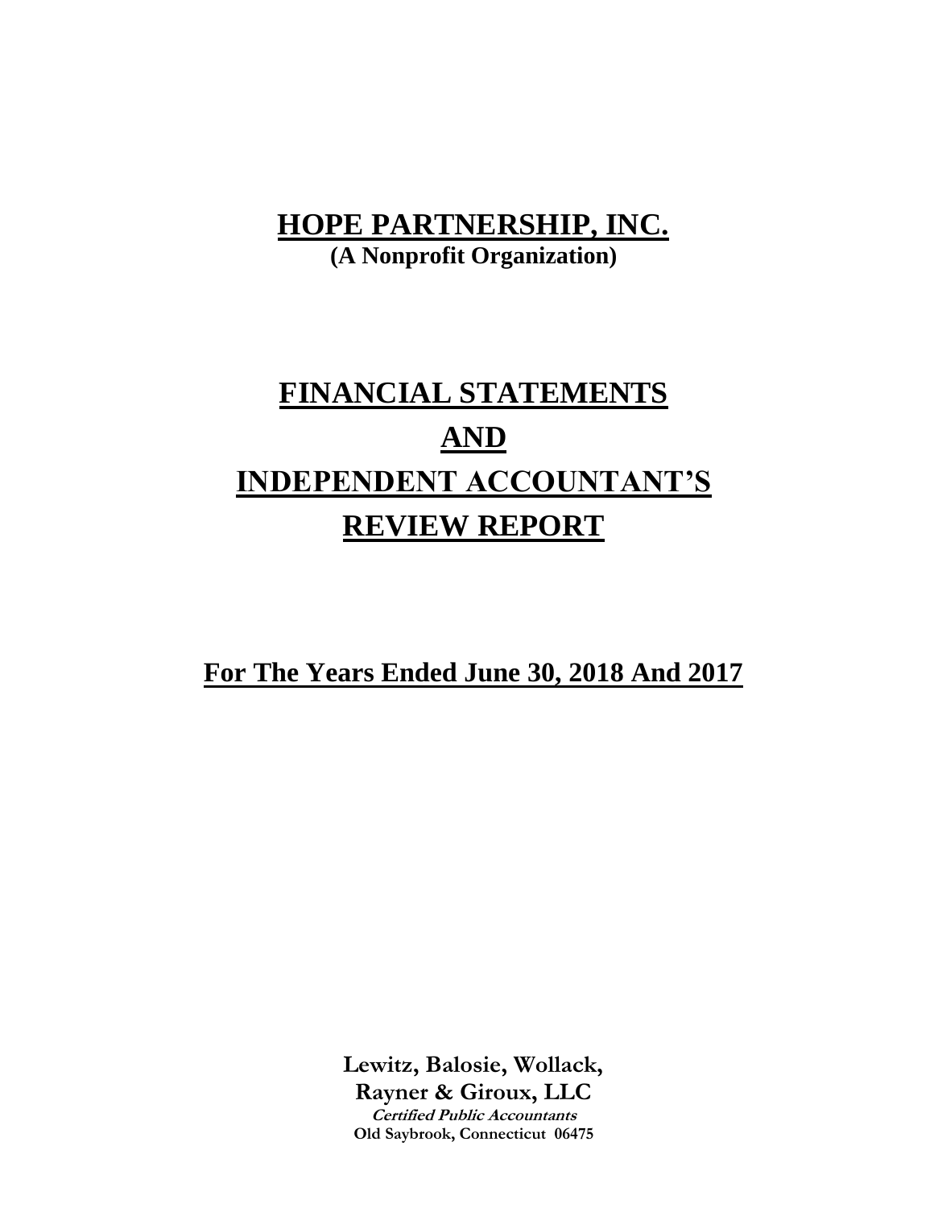# HOPE PARTNERSHIP, INC.

**(A Nonprofit Organization)**

# FINANCIAL STATEMENTS
# AND
# INDEPENDENT ACCOUNTANT'S
# REVIEW REPORT

## For The Years Ended June 30, 2018 And 2017

**Lewitz, Balosie, Wollack,**
**Rayner & Giroux, LLC**
***Certified Public Accountants***
**Old Saybrook, Connecticut 06475**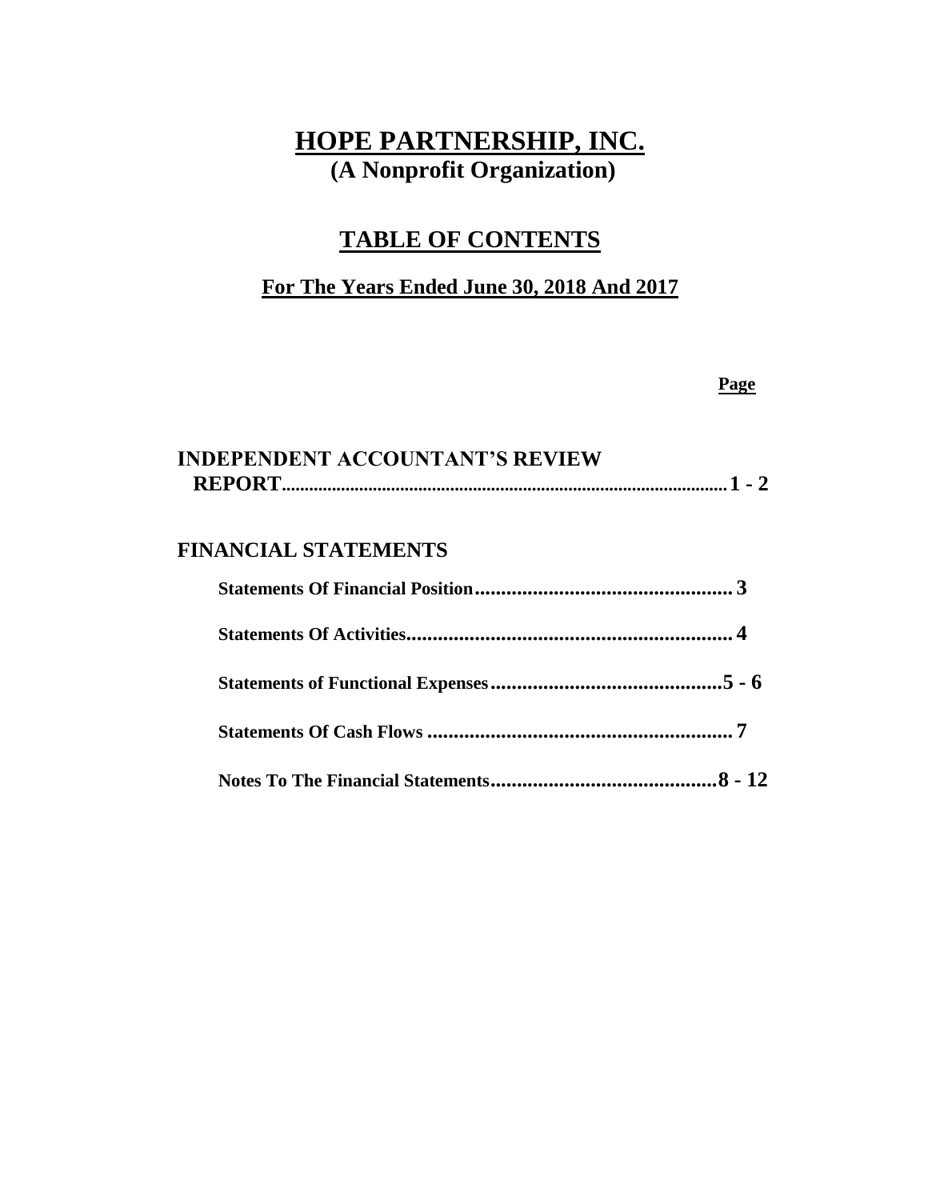# HOPE PARTNERSHIP, INC.

**(A Nonprofit Organization)**

## TABLE OF CONTENTS

**For The Years Ended June 30, 2018 And 2017**

| | Page |
|---|---|
| **INDEPENDENT ACCOUNTANT'S REVIEW REPORT** | **1 - 2** |
| **FINANCIAL STATEMENTS** | |
| Statements Of Financial Position | 3 |
| Statements Of Activities | 4 |
| Statements of Functional Expenses | 5 - 6 |
| Statements Of Cash Flows | 7 |
| Notes To The Financial Statements | 8 - 12 |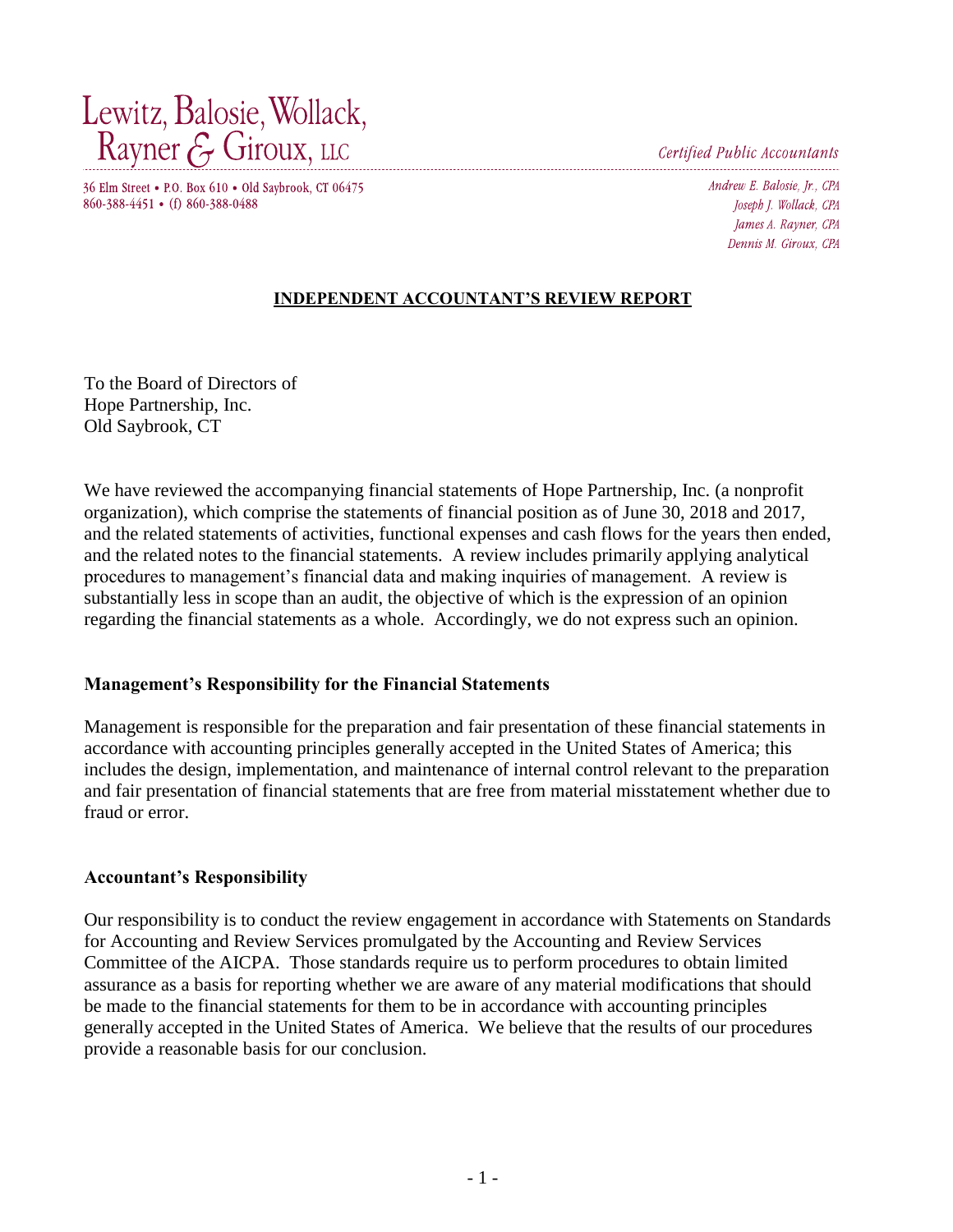Lewitz, Balosie, Wollack, Rayner & Giroux, LLC

*Certified Public Accountants*

36 Elm Street • P.O. Box 610 • Old Saybrook, CT 06475
860-388-4451 • (f) 860-388-0488

*Andrew E. Balosie, Jr., CPA*
*Joseph J. Wollack, CPA*
*James A. Rayner, CPA*
*Dennis M. Giroux, CPA*

## INDEPENDENT ACCOUNTANT'S REVIEW REPORT

To the Board of Directors of
Hope Partnership, Inc.
Old Saybrook, CT

We have reviewed the accompanying financial statements of Hope Partnership, Inc. (a nonprofit organization), which comprise the statements of financial position as of June 30, 2018 and 2017, and the related statements of activities, functional expenses and cash flows for the years then ended, and the related notes to the financial statements. A review includes primarily applying analytical procedures to management's financial data and making inquiries of management. A review is substantially less in scope than an audit, the objective of which is the expression of an opinion regarding the financial statements as a whole. Accordingly, we do not express such an opinion.

### Management's Responsibility for the Financial Statements

Management is responsible for the preparation and fair presentation of these financial statements in accordance with accounting principles generally accepted in the United States of America; this includes the design, implementation, and maintenance of internal control relevant to the preparation and fair presentation of financial statements that are free from material misstatement whether due to fraud or error.

### Accountant's Responsibility

Our responsibility is to conduct the review engagement in accordance with Statements on Standards for Accounting and Review Services promulgated by the Accounting and Review Services Committee of the AICPA. Those standards require us to perform procedures to obtain limited assurance as a basis for reporting whether we are aware of any material modifications that should be made to the financial statements for them to be in accordance with accounting principles generally accepted in the United States of America. We believe that the results of our procedures provide a reasonable basis for our conclusion.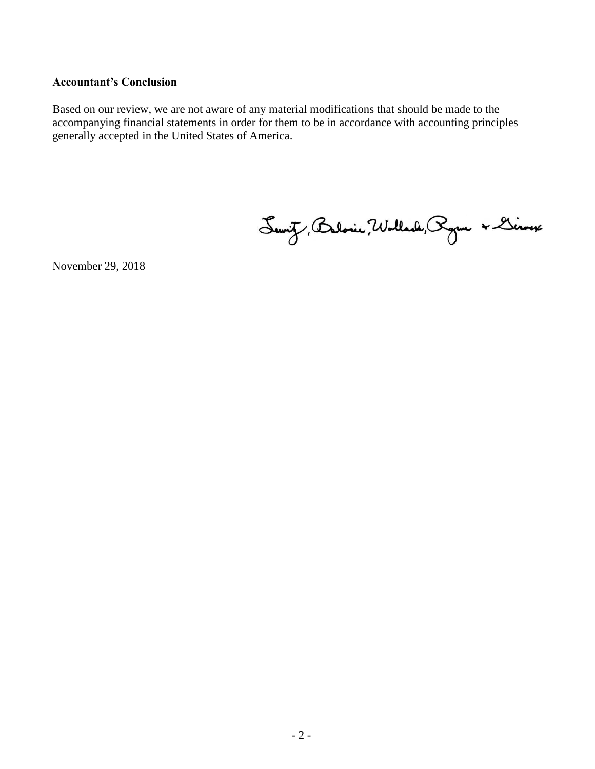**Accountant's Conclusion**

Based on our review, we are not aware of any material modifications that should be made to the accompanying financial statements in order for them to be in accordance with accounting principles generally accepted in the United States of America.

Lewitz, Balosie, Wollach, Ryan & Giroux

November 29, 2018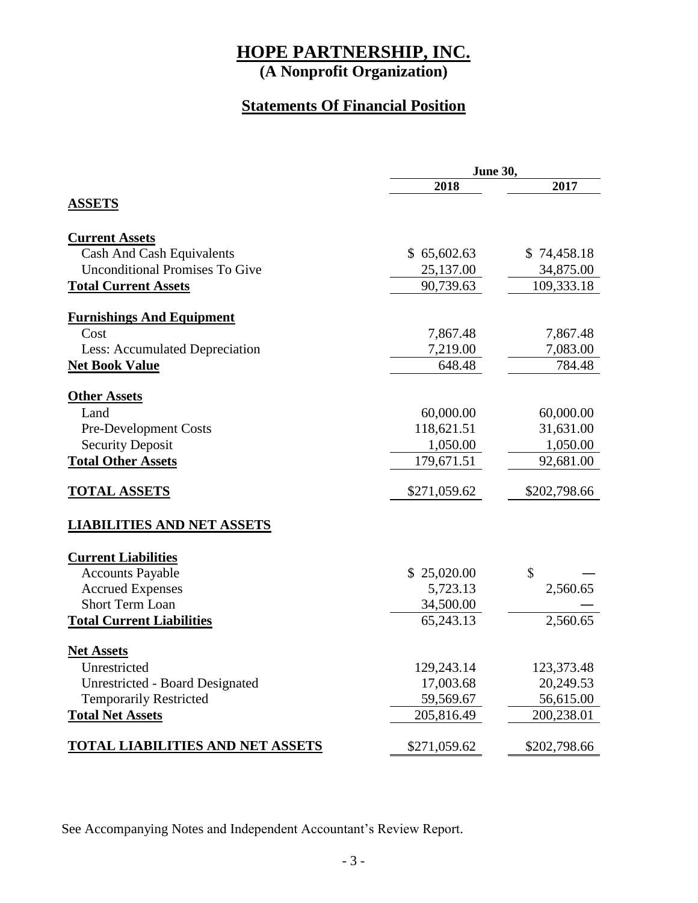# HOPE PARTNERSHIP, INC.

**(A Nonprofit Organization)**

## Statements Of Financial Position

| | June 30, 2018 | June 30, 2017 |
|---|---|---|
| **ASSETS** | | |
| **Current Assets** | | |
| Cash And Cash Equivalents | $ 65,602.63 | $ 74,458.18 |
| Unconditional Promises To Give | 25,137.00 | 34,875.00 |
| **Total Current Assets** | 90,739.63 | 109,333.18 |
| **Furnishings And Equipment** | | |
| Cost | 7,867.48 | 7,867.48 |
| Less: Accumulated Depreciation | 7,219.00 | 7,083.00 |
| **Net Book Value** | 648.48 | 784.48 |
| **Other Assets** | | |
| Land | 60,000.00 | 60,000.00 |
| Pre-Development Costs | 118,621.51 | 31,631.00 |
| Security Deposit | 1,050.00 | 1,050.00 |
| **Total Other Assets** | 179,671.51 | 92,681.00 |
| **TOTAL ASSETS** | $271,059.62 | $202,798.66 |
| **LIABILITIES AND NET ASSETS** | | |
| **Current Liabilities** | | |
| Accounts Payable | $ 25,020.00 | $ — |
| Accrued Expenses | 5,723.13 | 2,560.65 |
| Short Term Loan | 34,500.00 | — |
| **Total Current Liabilities** | 65,243.13 | 2,560.65 |
| **Net Assets** | | |
| Unrestricted | 129,243.14 | 123,373.48 |
| Unrestricted - Board Designated | 17,003.68 | 20,249.53 |
| Temporarily Restricted | 59,569.67 | 56,615.00 |
| **Total Net Assets** | 205,816.49 | 200,238.01 |
| **TOTAL LIABILITIES AND NET ASSETS** | $271,059.62 | $202,798.66 |

See Accompanying Notes and Independent Accountant's Review Report.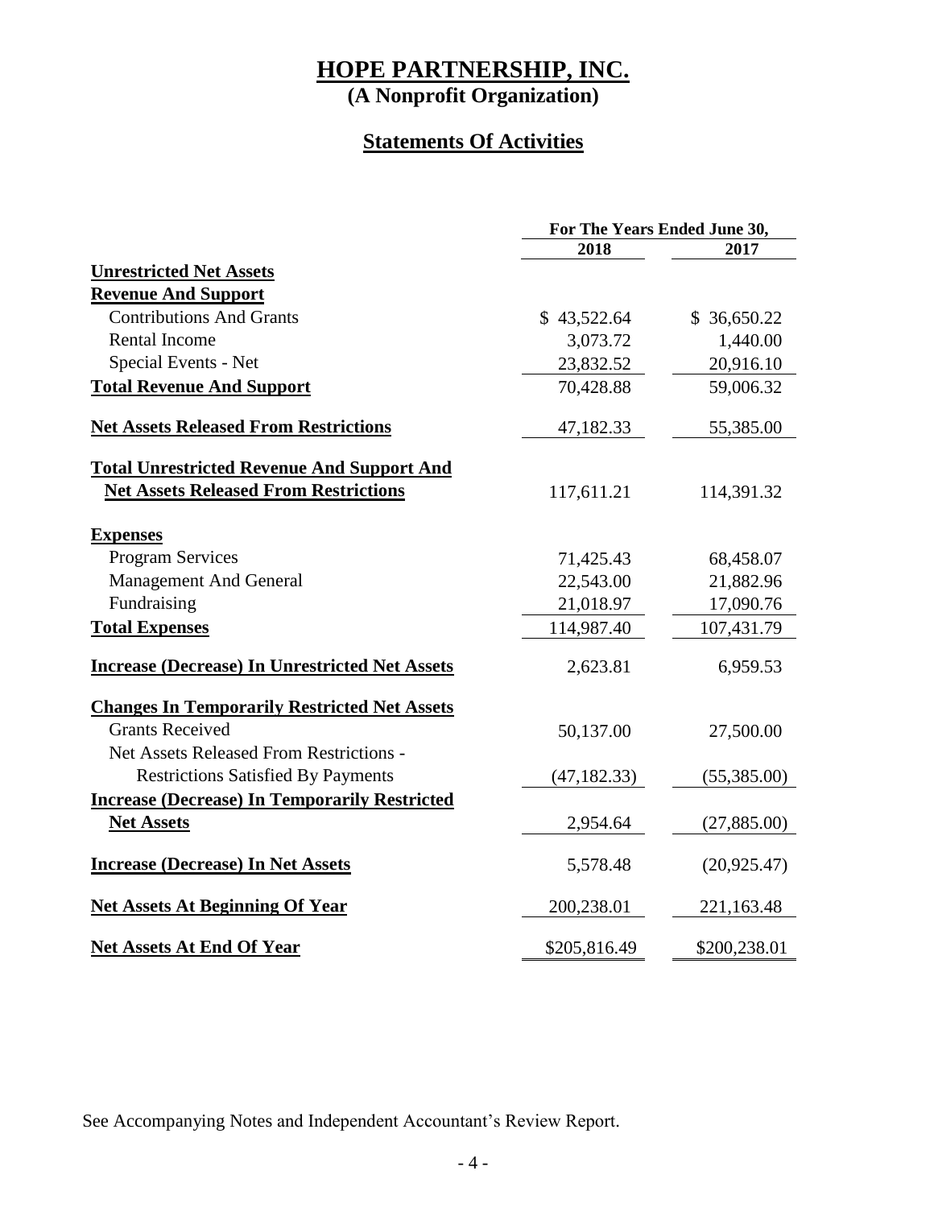# HOPE PARTNERSHIP, INC.
## (A Nonprofit Organization)

## Statements Of Activities

| | For The Years Ended June 30, | |
|---|---|---|
| | **2018** | **2017** |
| **Unrestricted Net Assets** | | |
| **Revenue And Support** | | |
| Contributions And Grants | $ 43,522.64 | $ 36,650.22 |
| Rental Income | 3,073.72 | 1,440.00 |
| Special Events - Net | 23,832.52 | 20,916.10 |
| **Total Revenue And Support** | 70,428.88 | 59,006.32 |
| **Net Assets Released From Restrictions** | 47,182.33 | 55,385.00 |
| **Total Unrestricted Revenue And Support And Net Assets Released From Restrictions** | 117,611.21 | 114,391.32 |
| **Expenses** | | |
| Program Services | 71,425.43 | 68,458.07 |
| Management And General | 22,543.00 | 21,882.96 |
| Fundraising | 21,018.97 | 17,090.76 |
| **Total Expenses** | 114,987.40 | 107,431.79 |
| **Increase (Decrease) In Unrestricted Net Assets** | 2,623.81 | 6,959.53 |
| **Changes In Temporarily Restricted Net Assets** | | |
| Grants Received | 50,137.00 | 27,500.00 |
| Net Assets Released From Restrictions - Restrictions Satisfied By Payments | (47,182.33) | (55,385.00) |
| **Increase (Decrease) In Temporarily Restricted Net Assets** | 2,954.64 | (27,885.00) |
| **Increase (Decrease) In Net Assets** | 5,578.48 | (20,925.47) |
| **Net Assets At Beginning Of Year** | 200,238.01 | 221,163.48 |
| **Net Assets At End Of Year** | $205,816.49 | $200,238.01 |

See Accompanying Notes and Independent Accountant's Review Report.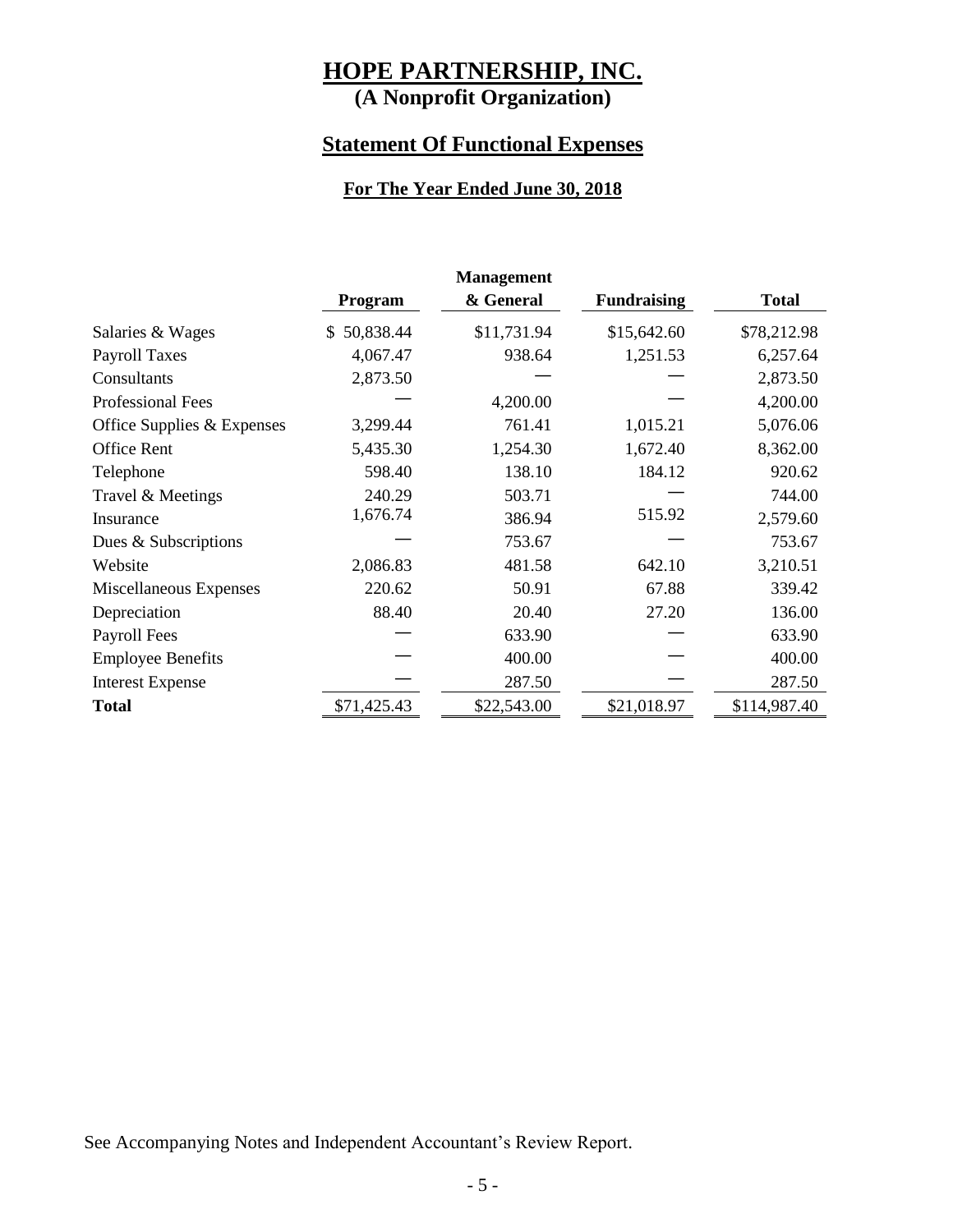# HOPE PARTNERSHIP, INC.

**(A Nonprofit Organization)**

## Statement Of Functional Expenses

### For The Year Ended June 30, 2018

| | Program | Management & General | Fundraising | Total |
|---|---|---|---|---|
| Salaries & Wages | $ 50,838.44 | $11,731.94 | $15,642.60 | $78,212.98 |
| Payroll Taxes | 4,067.47 | 938.64 | 1,251.53 | 6,257.64 |
| Consultants | 2,873.50 | — | — | 2,873.50 |
| Professional Fees | — | 4,200.00 | — | 4,200.00 |
| Office Supplies & Expenses | 3,299.44 | 761.41 | 1,015.21 | 5,076.06 |
| Office Rent | 5,435.30 | 1,254.30 | 1,672.40 | 8,362.00 |
| Telephone | 598.40 | 138.10 | 184.12 | 920.62 |
| Travel & Meetings | 240.29 | 503.71 | — | 744.00 |
| Insurance | 1,676.74 | 386.94 | 515.92 | 2,579.60 |
| Dues & Subscriptions | — | 753.67 | — | 753.67 |
| Website | 2,086.83 | 481.58 | 642.10 | 3,210.51 |
| Miscellaneous Expenses | 220.62 | 50.91 | 67.88 | 339.42 |
| Depreciation | 88.40 | 20.40 | 27.20 | 136.00 |
| Payroll Fees | — | 633.90 | — | 633.90 |
| Employee Benefits | — | 400.00 | — | 400.00 |
| Interest Expense | — | 287.50 | — | 287.50 |
| **Total** | $71,425.43 | $22,543.00 | $21,018.97 | $114,987.40 |

See Accompanying Notes and Independent Accountant's Review Report.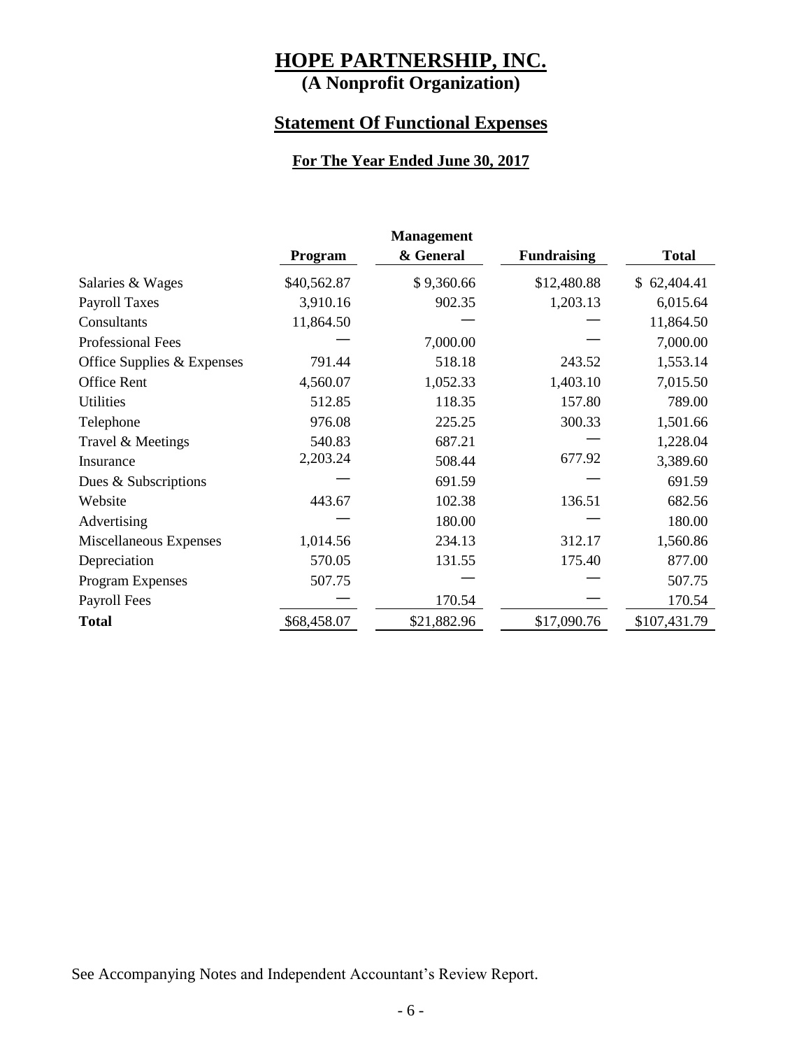# HOPE PARTNERSHIP, INC.
## (A Nonprofit Organization)

## Statement Of Functional Expenses

### For The Year Ended June 30, 2017

| | Program | Management & General | Fundraising | Total |
|---|---|---|---|---|
| Salaries & Wages | $40,562.87 | $ 9,360.66 | $12,480.88 | $ 62,404.41 |
| Payroll Taxes | 3,910.16 | 902.35 | 1,203.13 | 6,015.64 |
| Consultants | 11,864.50 | — | — | 11,864.50 |
| Professional Fees | — | 7,000.00 | — | 7,000.00 |
| Office Supplies & Expenses | 791.44 | 518.18 | 243.52 | 1,553.14 |
| Office Rent | 4,560.07 | 1,052.33 | 1,403.10 | 7,015.50 |
| Utilities | 512.85 | 118.35 | 157.80 | 789.00 |
| Telephone | 976.08 | 225.25 | 300.33 | 1,501.66 |
| Travel & Meetings | 540.83 | 687.21 | — | 1,228.04 |
| Insurance | 2,203.24 | 508.44 | 677.92 | 3,389.60 |
| Dues & Subscriptions | — | 691.59 | — | 691.59 |
| Website | 443.67 | 102.38 | 136.51 | 682.56 |
| Advertising | — | 180.00 | — | 180.00 |
| Miscellaneous Expenses | 1,014.56 | 234.13 | 312.17 | 1,560.86 |
| Depreciation | 570.05 | 131.55 | 175.40 | 877.00 |
| Program Expenses | 507.75 | — | — | 507.75 |
| Payroll Fees | — | 170.54 | — | 170.54 |
| **Total** | $68,458.07 | $21,882.96 | $17,090.76 | $107,431.79 |

See Accompanying Notes and Independent Accountant's Review Report.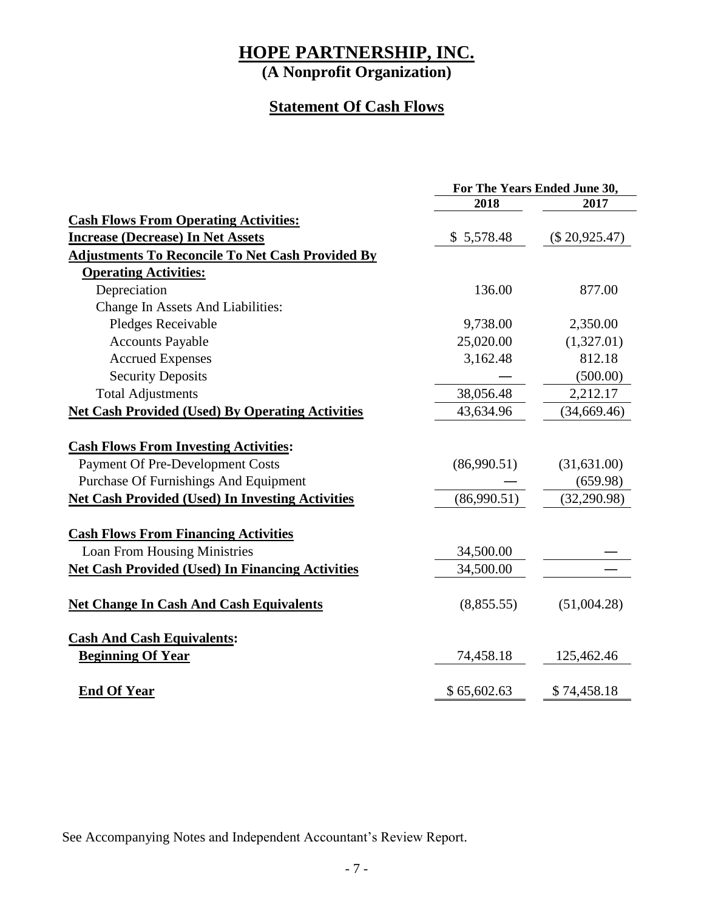# HOPE PARTNERSHIP, INC.

**(A Nonprofit Organization)**

## Statement Of Cash Flows

| | For The Years Ended June 30, | |
|---|---|---|
| | 2018 | 2017 |
| **Cash Flows From Operating Activities:** | | |
| **Increase (Decrease) In Net Assets** | $ 5,578.48 | ($ 20,925.47) |
| **Adjustments To Reconcile To Net Cash Provided By Operating Activities:** | | |
| Depreciation | 136.00 | 877.00 |
| Change In Assets And Liabilities: | | |
| Pledges Receivable | 9,738.00 | 2,350.00 |
| Accounts Payable | 25,020.00 | (1,327.01) |
| Accrued Expenses | 3,162.48 | 812.18 |
| Security Deposits | — | (500.00) |
| Total Adjustments | 38,056.48 | 2,212.17 |
| **Net Cash Provided (Used) By Operating Activities** | 43,634.96 | (34,669.46) |
| **Cash Flows From Investing Activities:** | | |
| Payment Of Pre-Development Costs | (86,990.51) | (31,631.00) |
| Purchase Of Furnishings And Equipment | — | (659.98) |
| **Net Cash Provided (Used) In Investing Activities** | (86,990.51) | (32,290.98) |
| **Cash Flows From Financing Activities** | | |
| Loan From Housing Ministries | 34,500.00 | — |
| **Net Cash Provided (Used) In Financing Activities** | 34,500.00 | — |
| **Net Change In Cash And Cash Equivalents** | (8,855.55) | (51,004.28) |
| **Cash And Cash Equivalents:** | | |
| **Beginning Of Year** | 74,458.18 | 125,462.46 |
| **End Of Year** | $ 65,602.63 | $ 74,458.18 |

See Accompanying Notes and Independent Accountant's Review Report.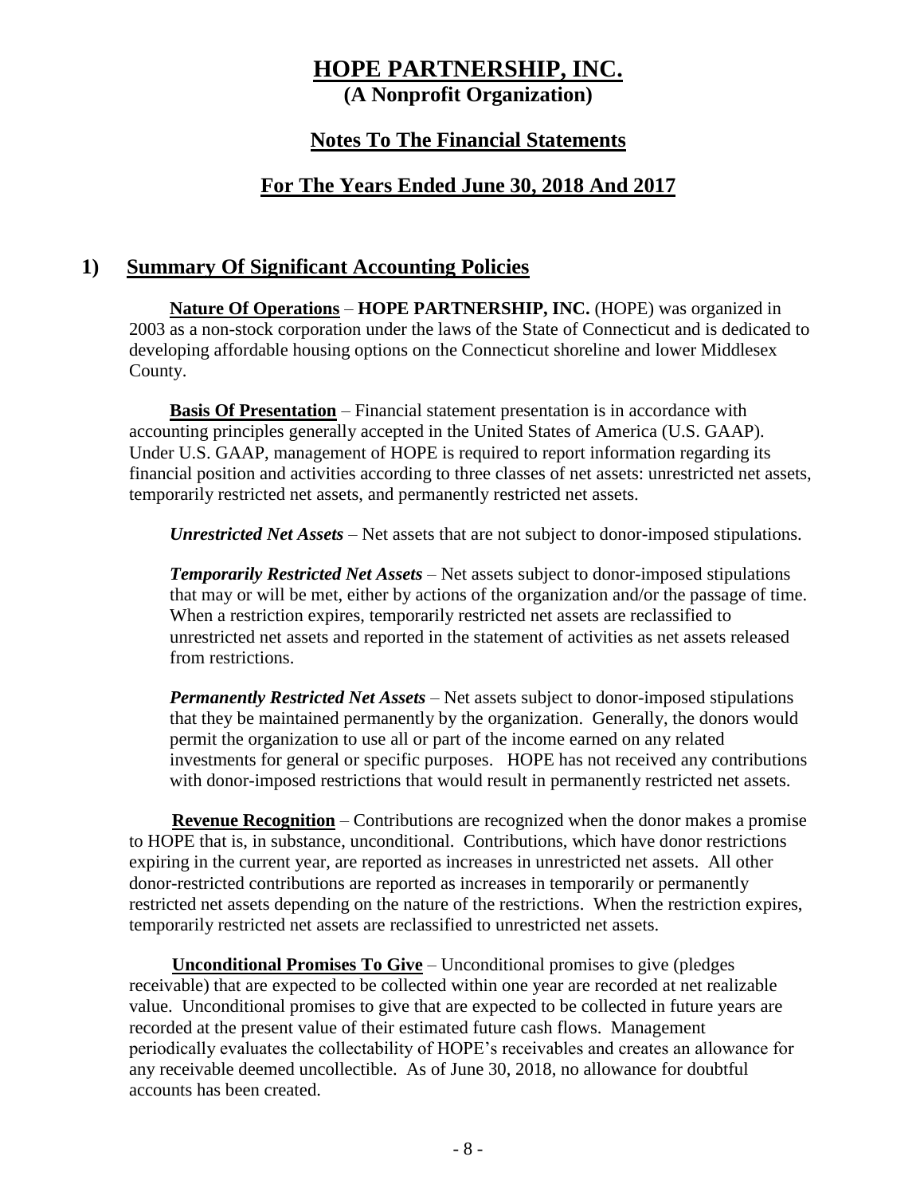# HOPE PARTNERSHIP, INC.
**(A Nonprofit Organization)**

## Notes To The Financial Statements

## For The Years Ended June 30, 2018 And 2017

## 1) Summary Of Significant Accounting Policies

**Nature Of Operations** – **HOPE PARTNERSHIP, INC.** (HOPE) was organized in 2003 as a non-stock corporation under the laws of the State of Connecticut and is dedicated to developing affordable housing options on the Connecticut shoreline and lower Middlesex County.

**Basis Of Presentation** – Financial statement presentation is in accordance with accounting principles generally accepted in the United States of America (U.S. GAAP). Under U.S. GAAP, management of HOPE is required to report information regarding its financial position and activities according to three classes of net assets: unrestricted net assets, temporarily restricted net assets, and permanently restricted net assets.

***Unrestricted Net Assets*** – Net assets that are not subject to donor-imposed stipulations.

***Temporarily Restricted Net Assets*** – Net assets subject to donor-imposed stipulations that may or will be met, either by actions of the organization and/or the passage of time. When a restriction expires, temporarily restricted net assets are reclassified to unrestricted net assets and reported in the statement of activities as net assets released from restrictions.

***Permanently Restricted Net Assets*** – Net assets subject to donor-imposed stipulations that they be maintained permanently by the organization. Generally, the donors would permit the organization to use all or part of the income earned on any related investments for general or specific purposes. HOPE has not received any contributions with donor-imposed restrictions that would result in permanently restricted net assets.

**Revenue Recognition** – Contributions are recognized when the donor makes a promise to HOPE that is, in substance, unconditional. Contributions, which have donor restrictions expiring in the current year, are reported as increases in unrestricted net assets. All other donor-restricted contributions are reported as increases in temporarily or permanently restricted net assets depending on the nature of the restrictions. When the restriction expires, temporarily restricted net assets are reclassified to unrestricted net assets.

**Unconditional Promises To Give** – Unconditional promises to give (pledges receivable) that are expected to be collected within one year are recorded at net realizable value. Unconditional promises to give that are expected to be collected in future years are recorded at the present value of their estimated future cash flows. Management periodically evaluates the collectability of HOPE's receivables and creates an allowance for any receivable deemed uncollectible. As of June 30, 2018, no allowance for doubtful accounts has been created.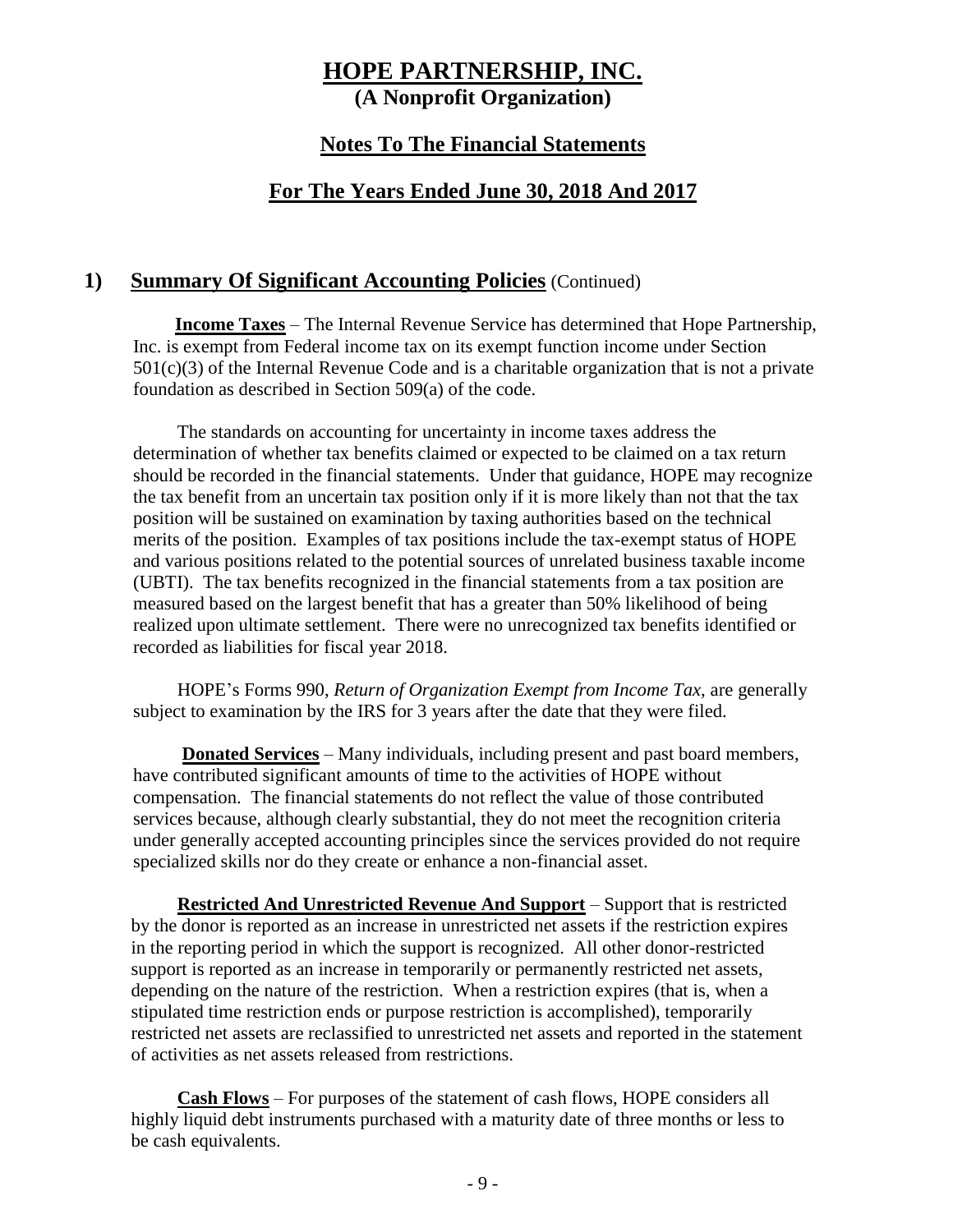# HOPE PARTNERSHIP, INC.

**(A Nonprofit Organization)**

## Notes To The Financial Statements

## For The Years Ended June 30, 2018 And 2017

### 1) Summary Of Significant Accounting Policies (Continued)

**Income Taxes** – The Internal Revenue Service has determined that Hope Partnership, Inc. is exempt from Federal income tax on its exempt function income under Section 501(c)(3) of the Internal Revenue Code and is a charitable organization that is not a private foundation as described in Section 509(a) of the code.

The standards on accounting for uncertainty in income taxes address the determination of whether tax benefits claimed or expected to be claimed on a tax return should be recorded in the financial statements. Under that guidance, HOPE may recognize the tax benefit from an uncertain tax position only if it is more likely than not that the tax position will be sustained on examination by taxing authorities based on the technical merits of the position. Examples of tax positions include the tax-exempt status of HOPE and various positions related to the potential sources of unrelated business taxable income (UBTI). The tax benefits recognized in the financial statements from a tax position are measured based on the largest benefit that has a greater than 50% likelihood of being realized upon ultimate settlement. There were no unrecognized tax benefits identified or recorded as liabilities for fiscal year 2018.

HOPE's Forms 990, *Return of Organization Exempt from Income Tax,* are generally subject to examination by the IRS for 3 years after the date that they were filed.

**Donated Services** – Many individuals, including present and past board members, have contributed significant amounts of time to the activities of HOPE without compensation. The financial statements do not reflect the value of those contributed services because, although clearly substantial, they do not meet the recognition criteria under generally accepted accounting principles since the services provided do not require specialized skills nor do they create or enhance a non-financial asset.

**Restricted And Unrestricted Revenue And Support** – Support that is restricted by the donor is reported as an increase in unrestricted net assets if the restriction expires in the reporting period in which the support is recognized. All other donor-restricted support is reported as an increase in temporarily or permanently restricted net assets, depending on the nature of the restriction. When a restriction expires (that is, when a stipulated time restriction ends or purpose restriction is accomplished), temporarily restricted net assets are reclassified to unrestricted net assets and reported in the statement of activities as net assets released from restrictions.

**Cash Flows** – For purposes of the statement of cash flows, HOPE considers all highly liquid debt instruments purchased with a maturity date of three months or less to be cash equivalents.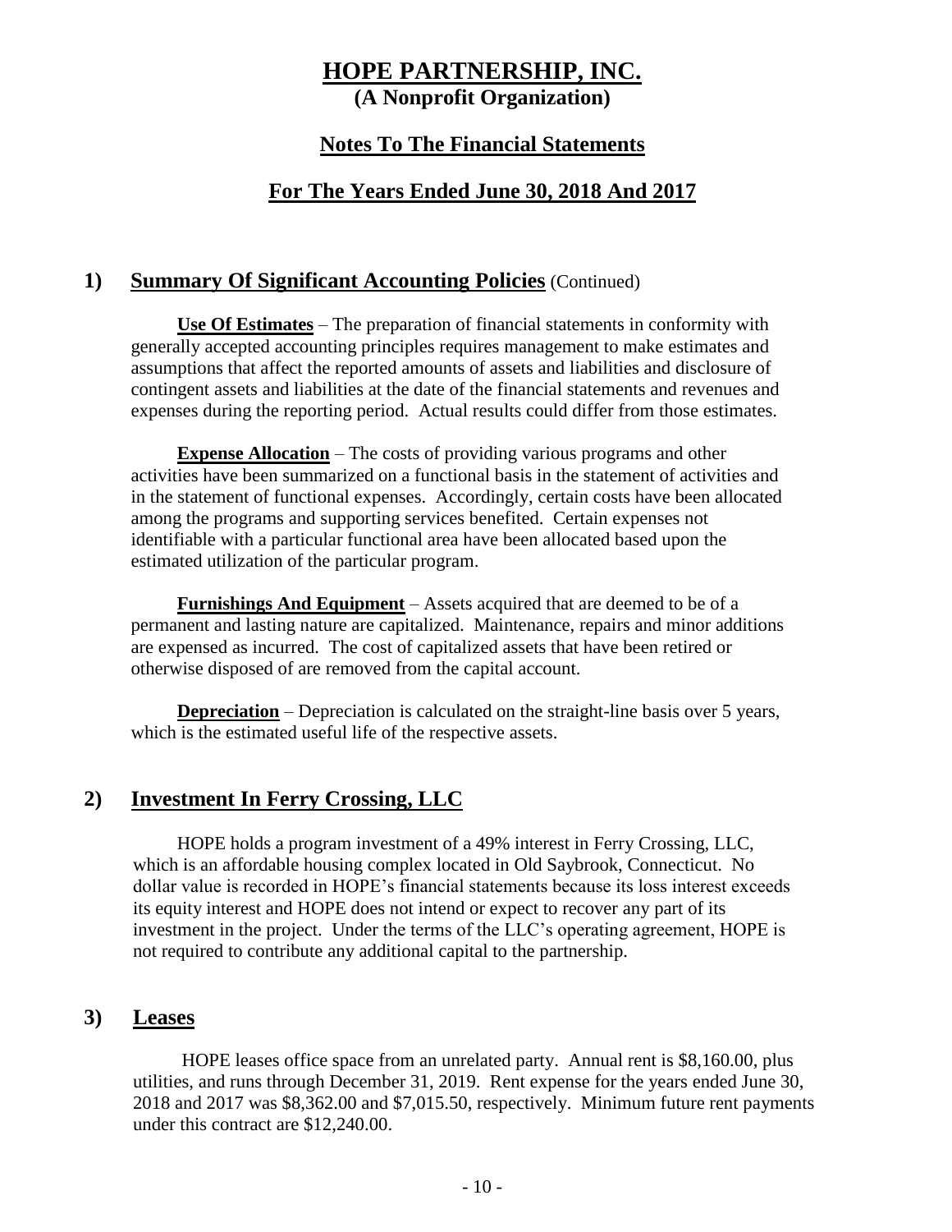# HOPE PARTNERSHIP, INC.

**(A Nonprofit Organization)**

## Notes To The Financial Statements

## For The Years Ended June 30, 2018 And 2017

## 1) Summary Of Significant Accounting Policies (Continued)

**Use Of Estimates** – The preparation of financial statements in conformity with generally accepted accounting principles requires management to make estimates and assumptions that affect the reported amounts of assets and liabilities and disclosure of contingent assets and liabilities at the date of the financial statements and revenues and expenses during the reporting period. Actual results could differ from those estimates.

**Expense Allocation** – The costs of providing various programs and other activities have been summarized on a functional basis in the statement of activities and in the statement of functional expenses. Accordingly, certain costs have been allocated among the programs and supporting services benefited. Certain expenses not identifiable with a particular functional area have been allocated based upon the estimated utilization of the particular program.

**Furnishings And Equipment** – Assets acquired that are deemed to be of a permanent and lasting nature are capitalized. Maintenance, repairs and minor additions are expensed as incurred. The cost of capitalized assets that have been retired or otherwise disposed of are removed from the capital account.

**Depreciation** – Depreciation is calculated on the straight-line basis over 5 years, which is the estimated useful life of the respective assets.

## 2) Investment In Ferry Crossing, LLC

HOPE holds a program investment of a 49% interest in Ferry Crossing, LLC, which is an affordable housing complex located in Old Saybrook, Connecticut. No dollar value is recorded in HOPE's financial statements because its loss interest exceeds its equity interest and HOPE does not intend or expect to recover any part of its investment in the project. Under the terms of the LLC's operating agreement, HOPE is not required to contribute any additional capital to the partnership.

## 3) Leases

HOPE leases office space from an unrelated party. Annual rent is $8,160.00, plus utilities, and runs through December 31, 2019. Rent expense for the years ended June 30, 2018 and 2017 was $8,362.00 and $7,015.50, respectively. Minimum future rent payments under this contract are $12,240.00.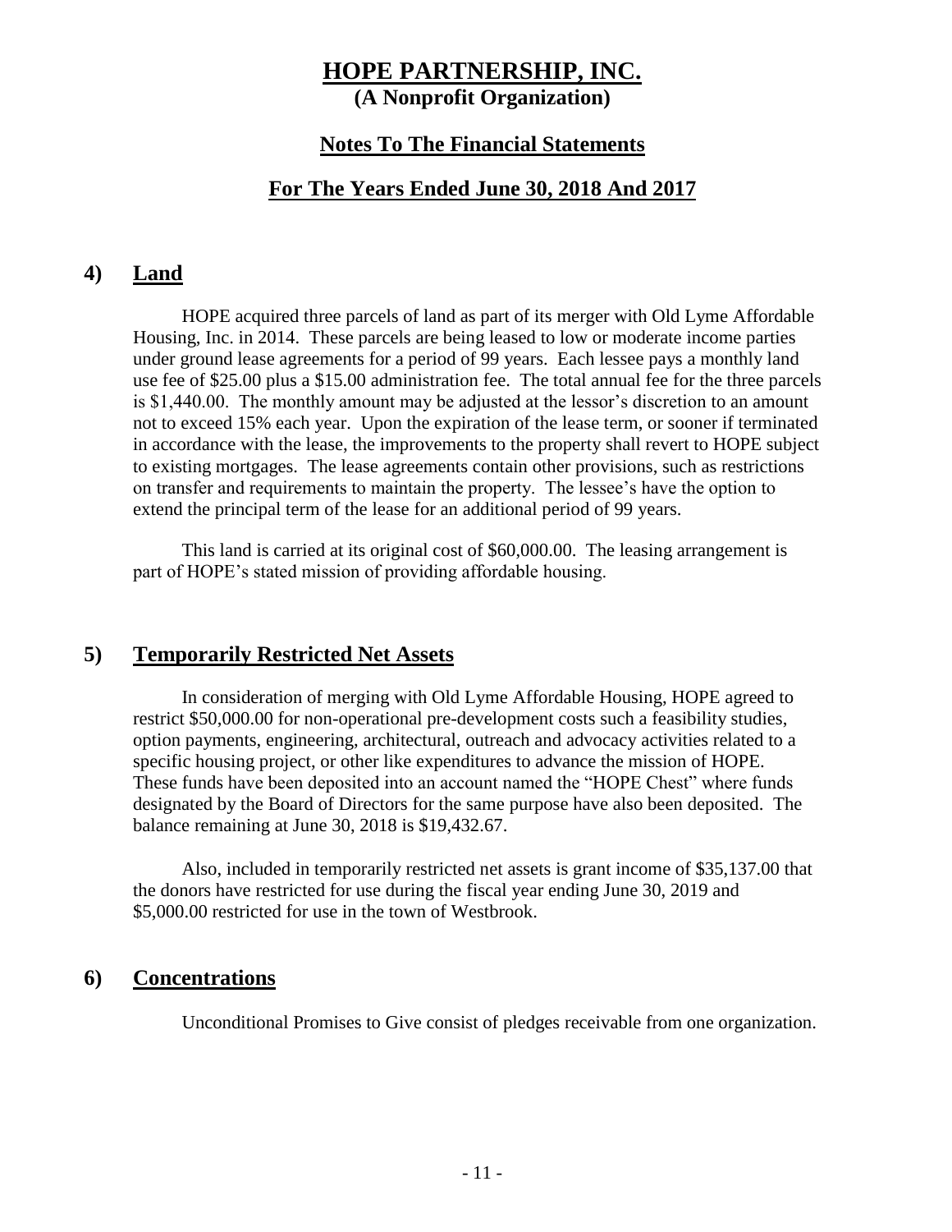# HOPE PARTNERSHIP, INC.
**(A Nonprofit Organization)**

## Notes To The Financial Statements

## For The Years Ended June 30, 2018 And 2017

## 4) Land

HOPE acquired three parcels of land as part of its merger with Old Lyme Affordable Housing, Inc. in 2014. These parcels are being leased to low or moderate income parties under ground lease agreements for a period of 99 years. Each lessee pays a monthly land use fee of $25.00 plus a $15.00 administration fee. The total annual fee for the three parcels is $1,440.00. The monthly amount may be adjusted at the lessor's discretion to an amount not to exceed 15% each year. Upon the expiration of the lease term, or sooner if terminated in accordance with the lease, the improvements to the property shall revert to HOPE subject to existing mortgages. The lease agreements contain other provisions, such as restrictions on transfer and requirements to maintain the property. The lessee's have the option to extend the principal term of the lease for an additional period of 99 years.

This land is carried at its original cost of $60,000.00. The leasing arrangement is part of HOPE's stated mission of providing affordable housing.

## 5) Temporarily Restricted Net Assets

In consideration of merging with Old Lyme Affordable Housing, HOPE agreed to restrict $50,000.00 for non-operational pre-development costs such a feasibility studies, option payments, engineering, architectural, outreach and advocacy activities related to a specific housing project, or other like expenditures to advance the mission of HOPE. These funds have been deposited into an account named the "HOPE Chest" where funds designated by the Board of Directors for the same purpose have also been deposited. The balance remaining at June 30, 2018 is $19,432.67.

Also, included in temporarily restricted net assets is grant income of $35,137.00 that the donors have restricted for use during the fiscal year ending June 30, 2019 and $5,000.00 restricted for use in the town of Westbrook.

## 6) Concentrations

Unconditional Promises to Give consist of pledges receivable from one organization.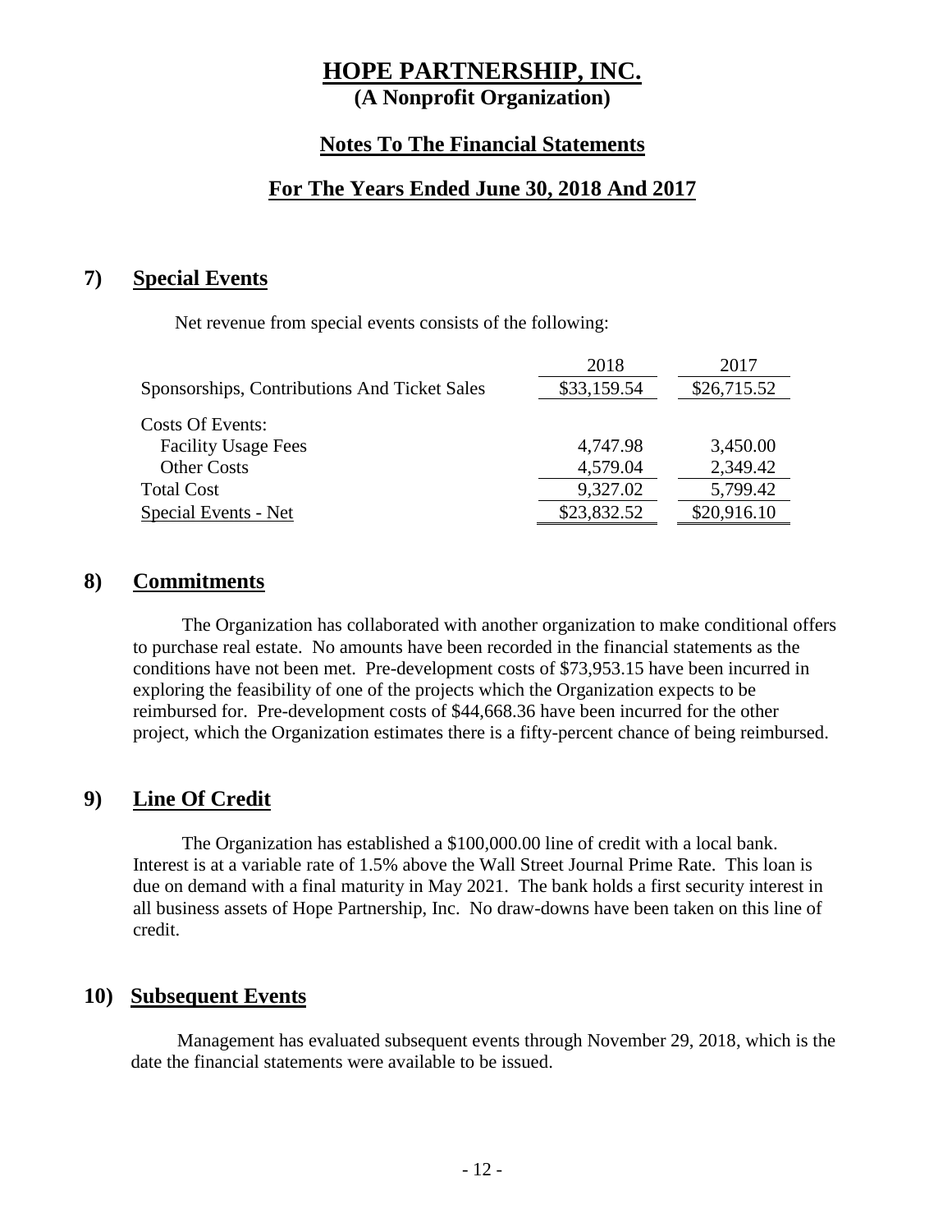# HOPE PARTNERSHIP, INC.
**(A Nonprofit Organization)**

## Notes To The Financial Statements

## For The Years Ended June 30, 2018 And 2017

## 7) Special Events

Net revenue from special events consists of the following:

| | 2018 | 2017 |
|---|---|---|
| Sponsorships, Contributions And Ticket Sales | \$33,159.54 | \$26,715.52 |
| Costs Of Events: | | |
| Facility Usage Fees | 4,747.98 | 3,450.00 |
| Other Costs | 4,579.04 | 2,349.42 |
| Total Cost | 9,327.02 | 5,799.42 |
| Special Events - Net | \$23,832.52 | \$20,916.10 |

## 8) Commitments

The Organization has collaborated with another organization to make conditional offers to purchase real estate. No amounts have been recorded in the financial statements as the conditions have not been met. Pre-development costs of \$73,953.15 have been incurred in exploring the feasibility of one of the projects which the Organization expects to be reimbursed for. Pre-development costs of \$44,668.36 have been incurred for the other project, which the Organization estimates there is a fifty-percent chance of being reimbursed.

## 9) Line Of Credit

The Organization has established a \$100,000.00 line of credit with a local bank. Interest is at a variable rate of 1.5% above the Wall Street Journal Prime Rate. This loan is due on demand with a final maturity in May 2021. The bank holds a first security interest in all business assets of Hope Partnership, Inc. No draw-downs have been taken on this line of credit.

## 10) Subsequent Events

Management has evaluated subsequent events through November 29, 2018, which is the date the financial statements were available to be issued.